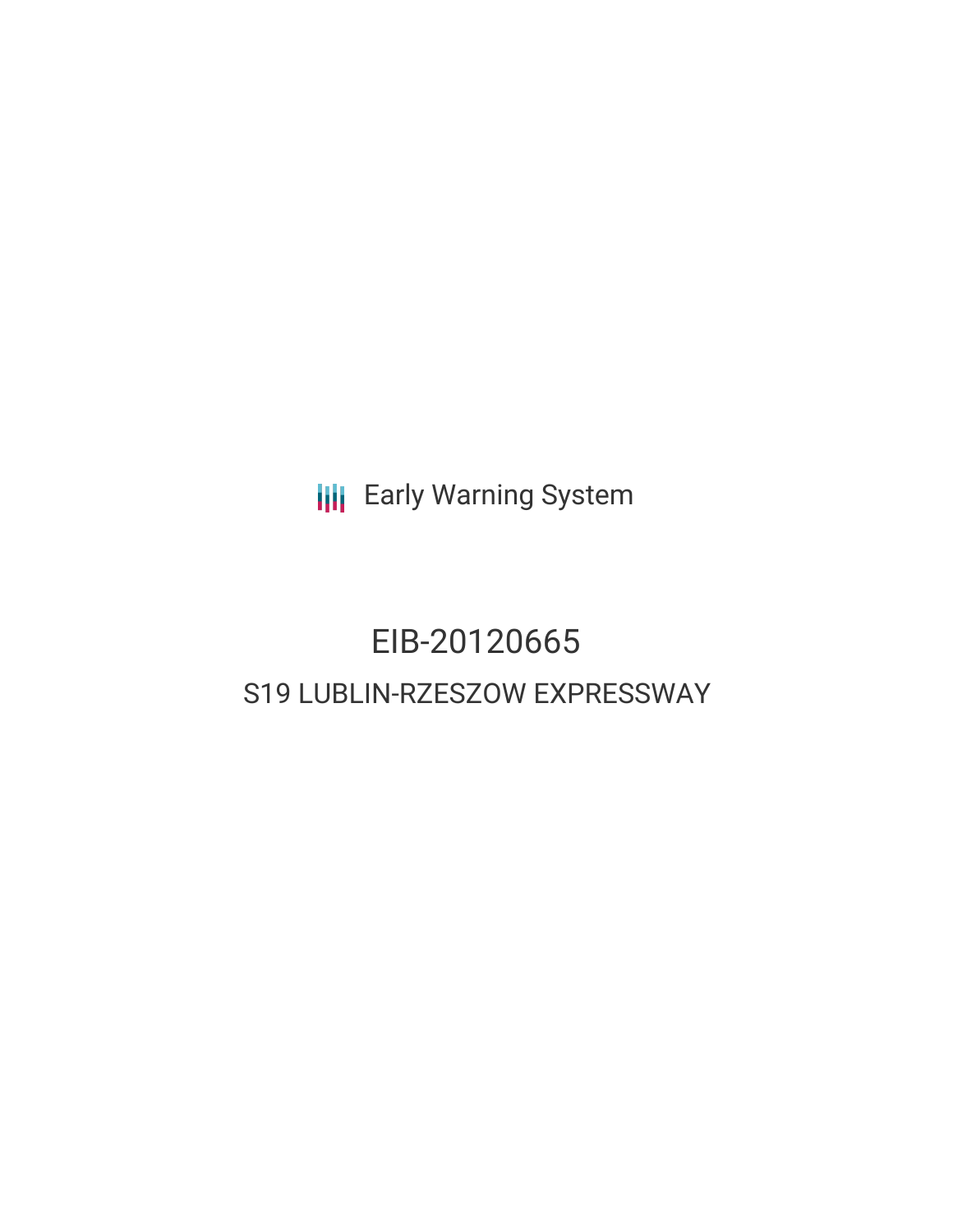Early Warning System

# EIB-20120665

## S19 LUBLIN-RZESZOW EXPRESSWAY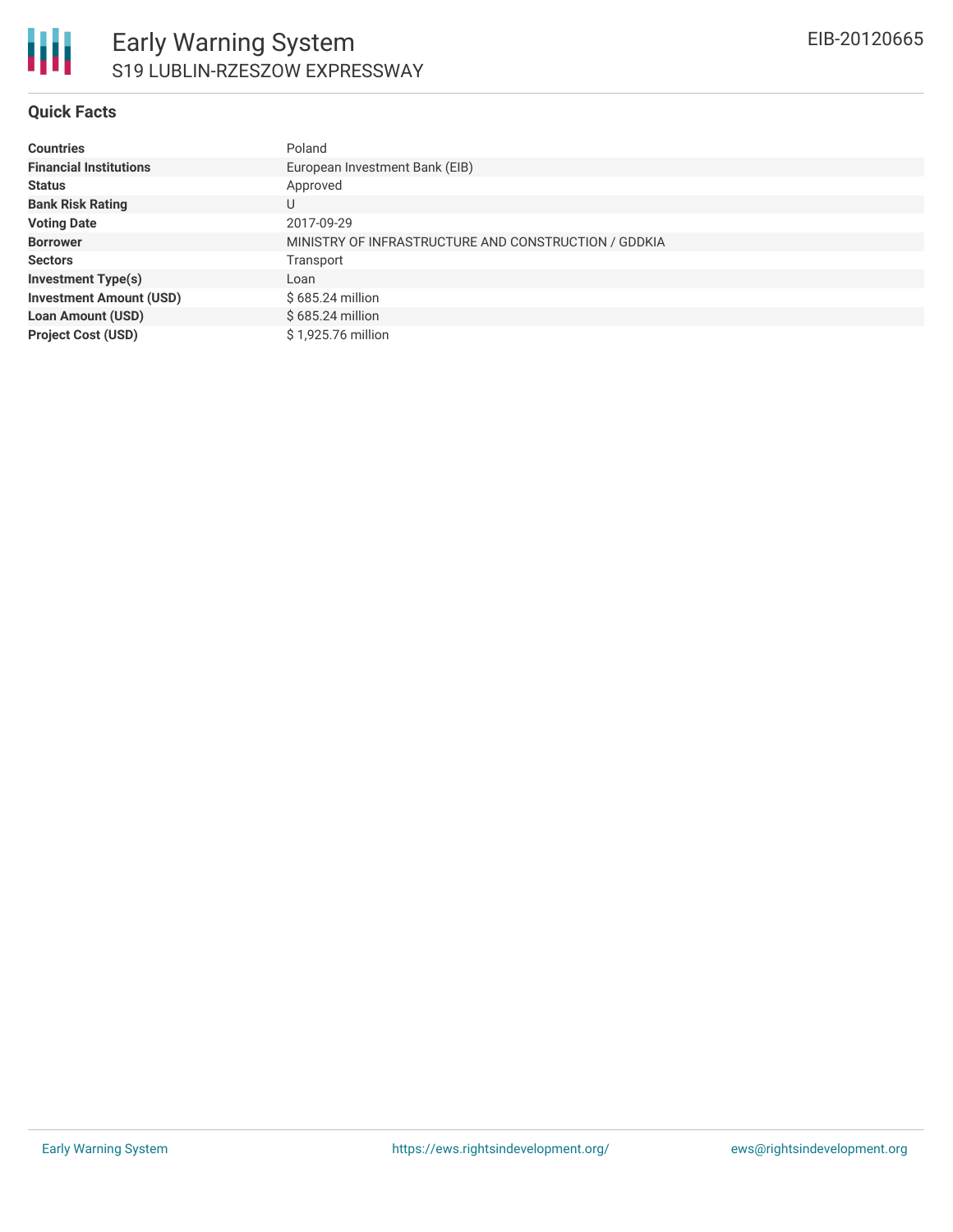# Early Warning System

## S19 LUBLIN-RZESZOW EXPRESSWAY

EIB-20120665

### Quick Facts

| | |
|---|---|
| **Countries** | Poland |
| **Financial Institutions** | European Investment Bank (EIB) |
| **Status** | Approved |
| **Bank Risk Rating** | U |
| **Voting Date** | 2017-09-29 |
| **Borrower** | MINISTRY OF INFRASTRUCTURE AND CONSTRUCTION / GDDKIA |
| **Sectors** | Transport |
| **Investment Type(s)** | Loan |
| **Investment Amount (USD)** | $ 685.24 million |
| **Loan Amount (USD)** | $ 685.24 million |
| **Project Cost (USD)** | $ 1,925.76 million |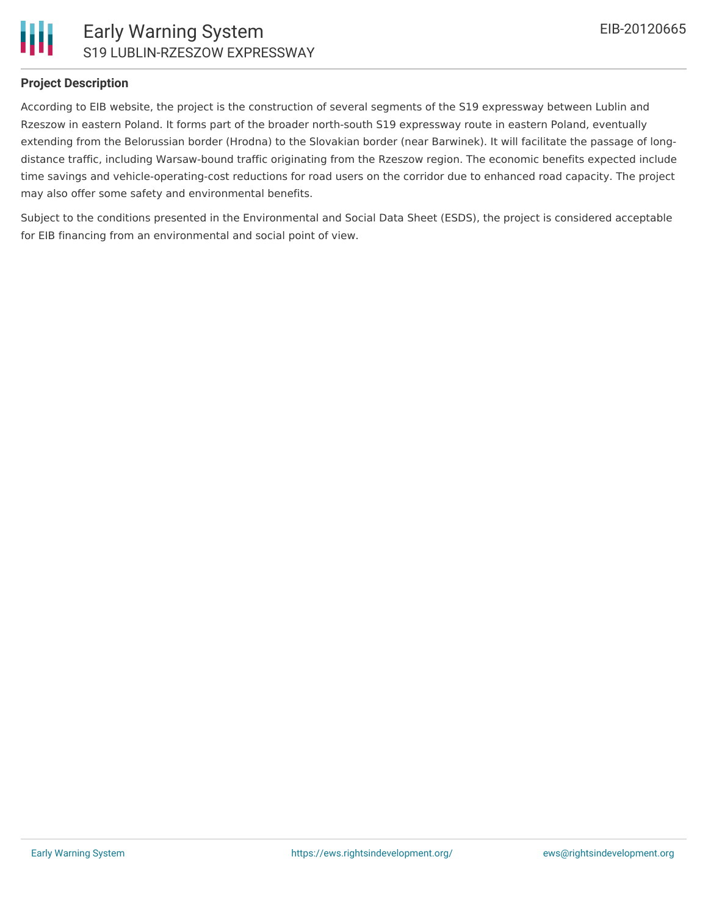## Project Description

According to EIB website, the project is the construction of several segments of the S19 expressway between Lublin and Rzeszow in eastern Poland. It forms part of the broader north-south S19 expressway route in eastern Poland, eventually extending from the Belorussian border (Hrodna) to the Slovakian border (near Barwinek). It will facilitate the passage of long-distance traffic, including Warsaw-bound traffic originating from the Rzeszow region. The economic benefits expected include time savings and vehicle-operating-cost reductions for road users on the corridor due to enhanced road capacity. The project may also offer some safety and environmental benefits.

Subject to the conditions presented in the Environmental and Social Data Sheet (ESDS), the project is considered acceptable for EIB financing from an environmental and social point of view.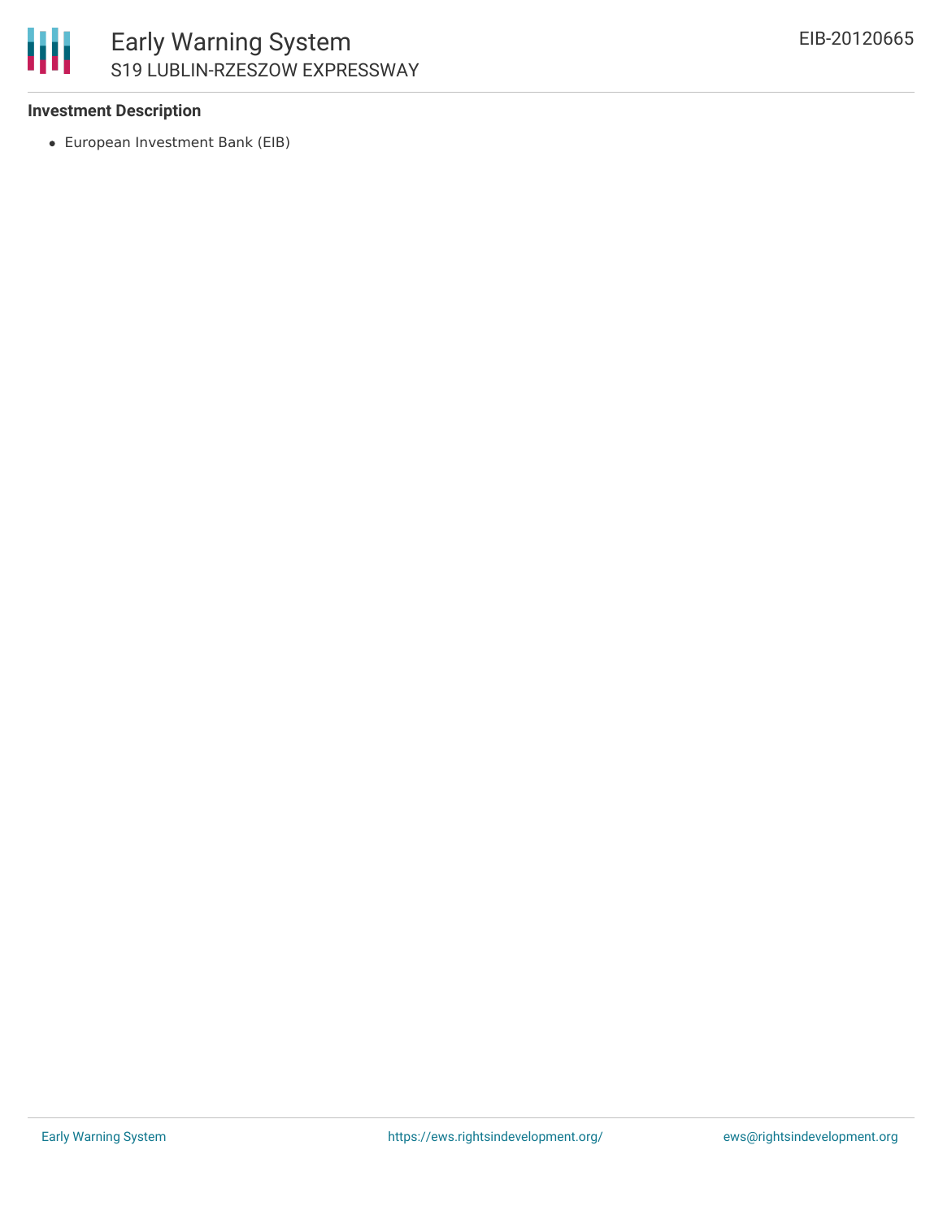**Investment Description**

- European Investment Bank (EIB)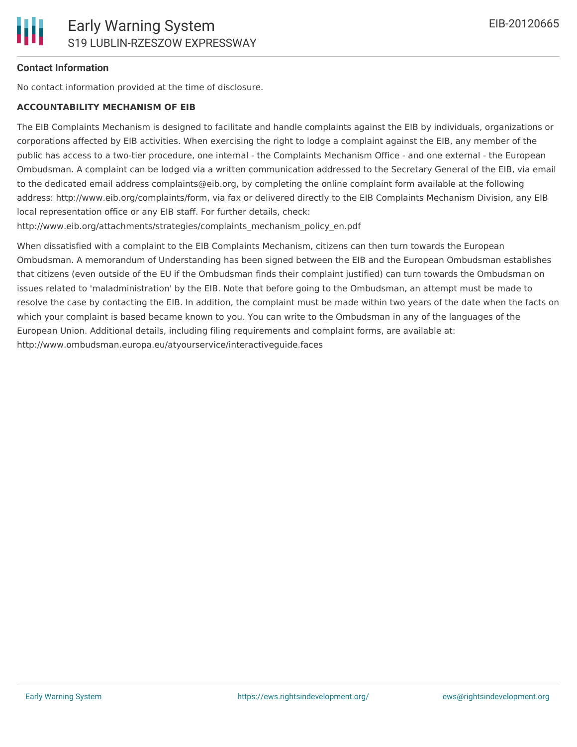## Contact Information

No contact information provided at the time of disclosure.

**ACCOUNTABILITY MECHANISM OF EIB**

The EIB Complaints Mechanism is designed to facilitate and handle complaints against the EIB by individuals, organizations or corporations affected by EIB activities. When exercising the right to lodge a complaint against the EIB, any member of the public has access to a two-tier procedure, one internal - the Complaints Mechanism Office - and one external - the European Ombudsman. A complaint can be lodged via a written communication addressed to the Secretary General of the EIB, via email to the dedicated email address complaints@eib.org, by completing the online complaint form available at the following address: http://www.eib.org/complaints/form, via fax or delivered directly to the EIB Complaints Mechanism Division, any EIB local representation office or any EIB staff. For further details, check: http://www.eib.org/attachments/strategies/complaints_mechanism_policy_en.pdf

When dissatisfied with a complaint to the EIB Complaints Mechanism, citizens can then turn towards the European Ombudsman. A memorandum of Understanding has been signed between the EIB and the European Ombudsman establishes that citizens (even outside of the EU if the Ombudsman finds their complaint justified) can turn towards the Ombudsman on issues related to 'maladministration' by the EIB. Note that before going to the Ombudsman, an attempt must be made to resolve the case by contacting the EIB. In addition, the complaint must be made within two years of the date when the facts on which your complaint is based became known to you. You can write to the Ombudsman in any of the languages of the European Union. Additional details, including filing requirements and complaint forms, are available at: http://www.ombudsman.europa.eu/atyourservice/interactiveguide.faces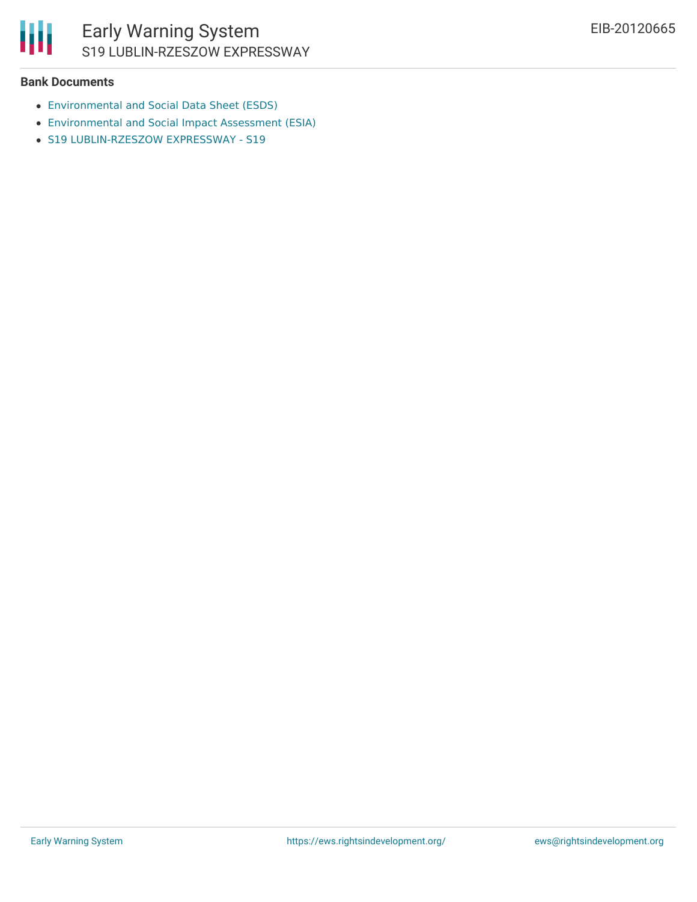**Bank Documents**

- Environmental and Social Data Sheet (ESDS)
- Environmental and Social Impact Assessment (ESIA)
- S19 LUBLIN-RZESZOW EXPRESSWAY - S19